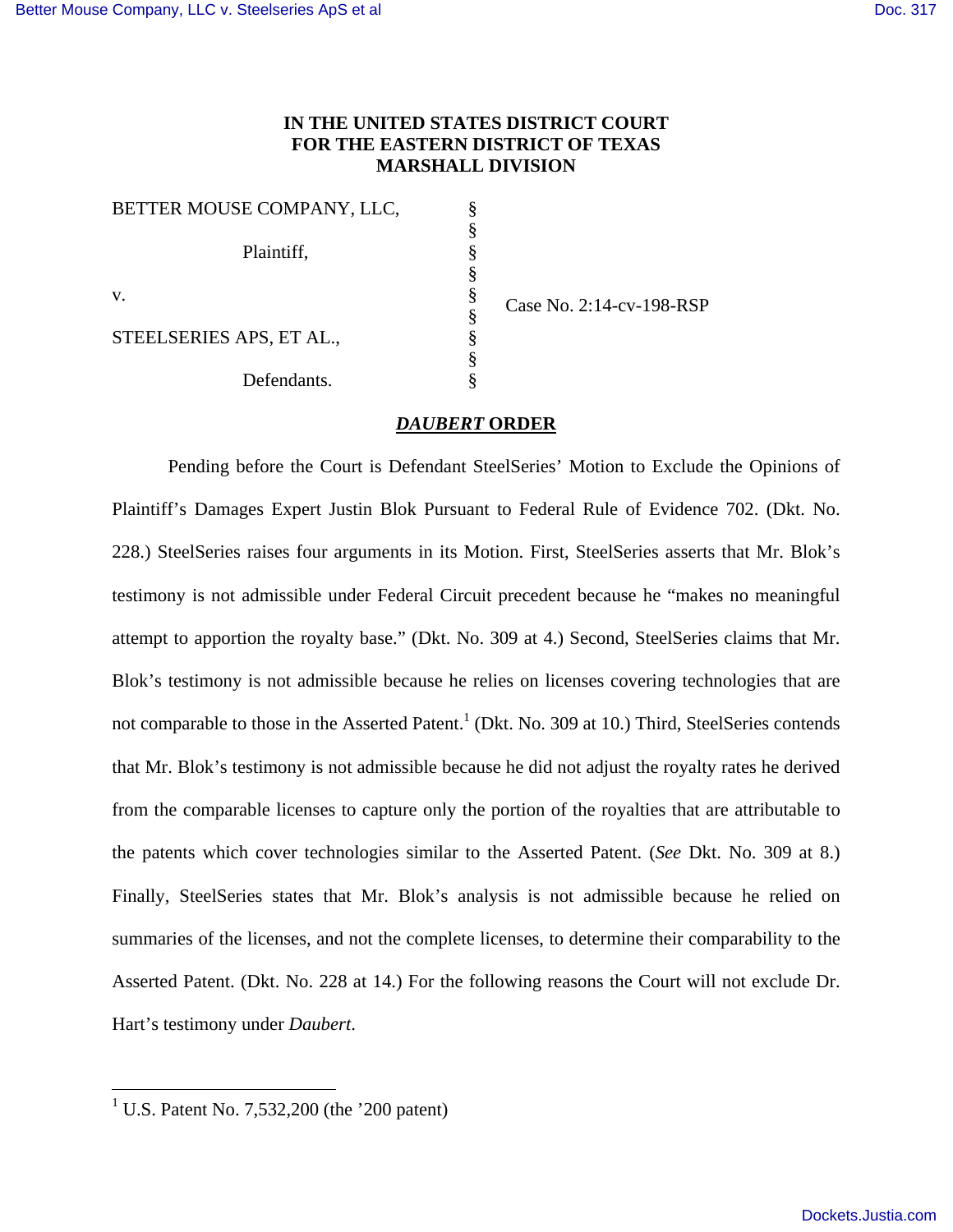**IN THE UNITED STATES DISTRICT COURT**
**FOR THE EASTERN DISTRICT OF TEXAS**
**MARSHALL DIVISION**

| | | |
|---|---|---|
| BETTER MOUSE COMPANY, LLC, | § | |
| | § | |
| Plaintiff, | § | |
| | § | |
| v. | § | Case No. 2:14-cv-198-RSP |
| | § | |
| STEELSERIES APS, ET AL., | § | |
| | § | |
| Defendants. | § | |

## ***DAUBERT* ORDER**

Pending before the Court is Defendant SteelSeries' Motion to Exclude the Opinions of Plaintiff's Damages Expert Justin Blok Pursuant to Federal Rule of Evidence 702. (Dkt. No. 228.) SteelSeries raises four arguments in its Motion. First, SteelSeries asserts that Mr. Blok's testimony is not admissible under Federal Circuit precedent because he "makes no meaningful attempt to apportion the royalty base." (Dkt. No. 309 at 4.) Second, SteelSeries claims that Mr. Blok's testimony is not admissible because he relies on licenses covering technologies that are not comparable to those in the Asserted Patent.[1] (Dkt. No. 309 at 10.) Third, SteelSeries contends that Mr. Blok's testimony is not admissible because he did not adjust the royalty rates he derived from the comparable licenses to capture only the portion of the royalties that are attributable to the patents which cover technologies similar to the Asserted Patent. (*See* Dkt. No. 309 at 8.) Finally, SteelSeries states that Mr. Blok's analysis is not admissible because he relied on summaries of the licenses, and not the complete licenses, to determine their comparability to the Asserted Patent. (Dkt. No. 228 at 14.) For the following reasons the Court will not exclude Dr. Hart's testimony under *Daubert*.

---

[1] U.S. Patent No. 7,532,200 (the '200 patent)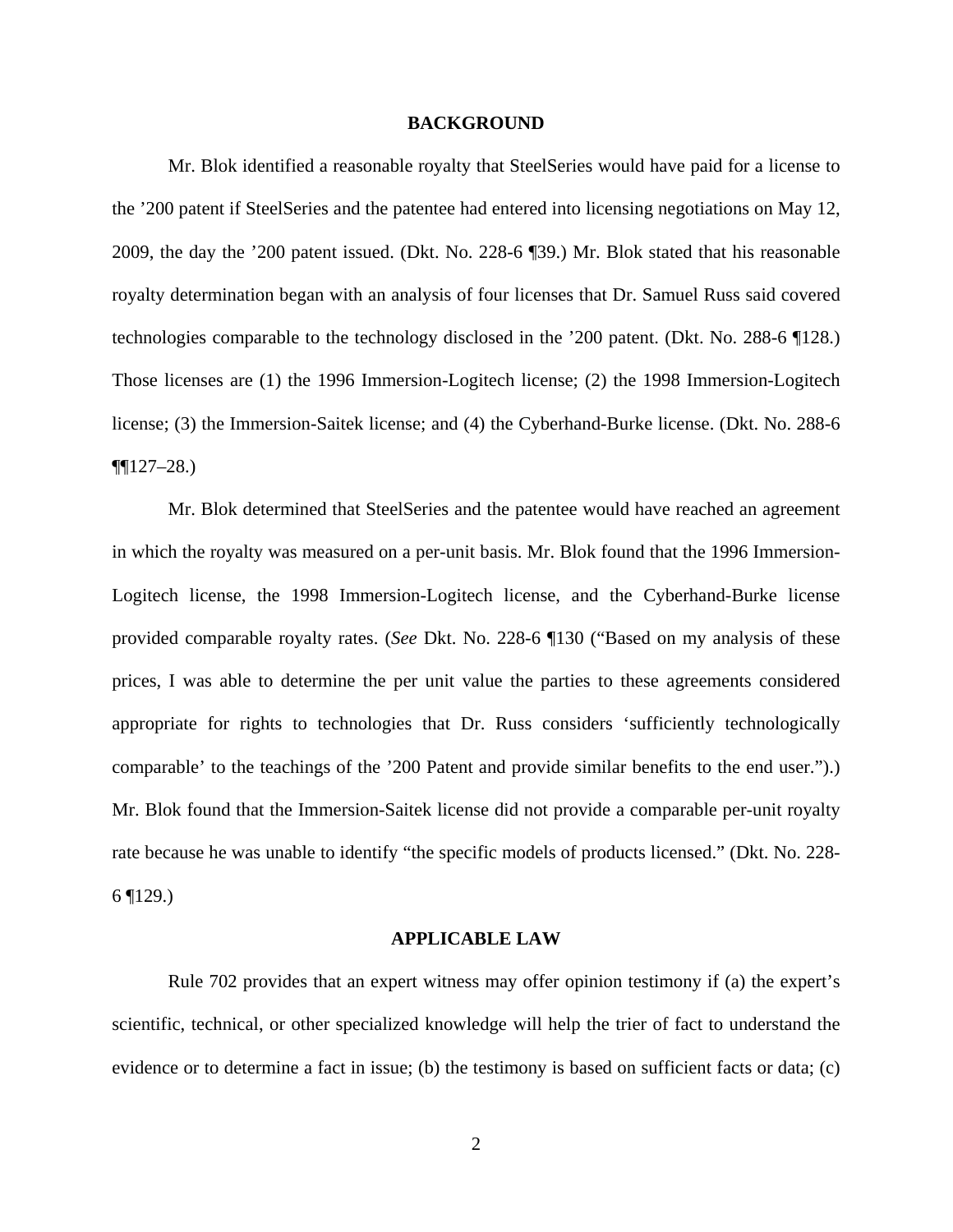## BACKGROUND

Mr. Blok identified a reasonable royalty that SteelSeries would have paid for a license to the ’200 patent if SteelSeries and the patentee had entered into licensing negotiations on May 12, 2009, the day the ’200 patent issued. (Dkt. No. 228-6 ¶39.) Mr. Blok stated that his reasonable royalty determination began with an analysis of four licenses that Dr. Samuel Russ said covered technologies comparable to the technology disclosed in the ’200 patent. (Dkt. No. 288-6 ¶128.) Those licenses are (1) the 1996 Immersion-Logitech license; (2) the 1998 Immersion-Logitech license; (3) the Immersion-Saitek license; and (4) the Cyberhand-Burke license. (Dkt. No. 288-6 ¶¶127–28.)

Mr. Blok determined that SteelSeries and the patentee would have reached an agreement in which the royalty was measured on a per-unit basis. Mr. Blok found that the 1996 Immersion-Logitech license, the 1998 Immersion-Logitech license, and the Cyberhand-Burke license provided comparable royalty rates. (*See* Dkt. No. 228-6 ¶130 (“Based on my analysis of these prices, I was able to determine the per unit value the parties to these agreements considered appropriate for rights to technologies that Dr. Russ considers ‘sufficiently technologically comparable’ to the teachings of the ’200 Patent and provide similar benefits to the end user.”).) Mr. Blok found that the Immersion-Saitek license did not provide a comparable per-unit royalty rate because he was unable to identify “the specific models of products licensed.” (Dkt. No. 228-6 ¶129.)

## APPLICABLE LAW

Rule 702 provides that an expert witness may offer opinion testimony if (a) the expert’s scientific, technical, or other specialized knowledge will help the trier of fact to understand the evidence or to determine a fact in issue; (b) the testimony is based on sufficient facts or data; (c)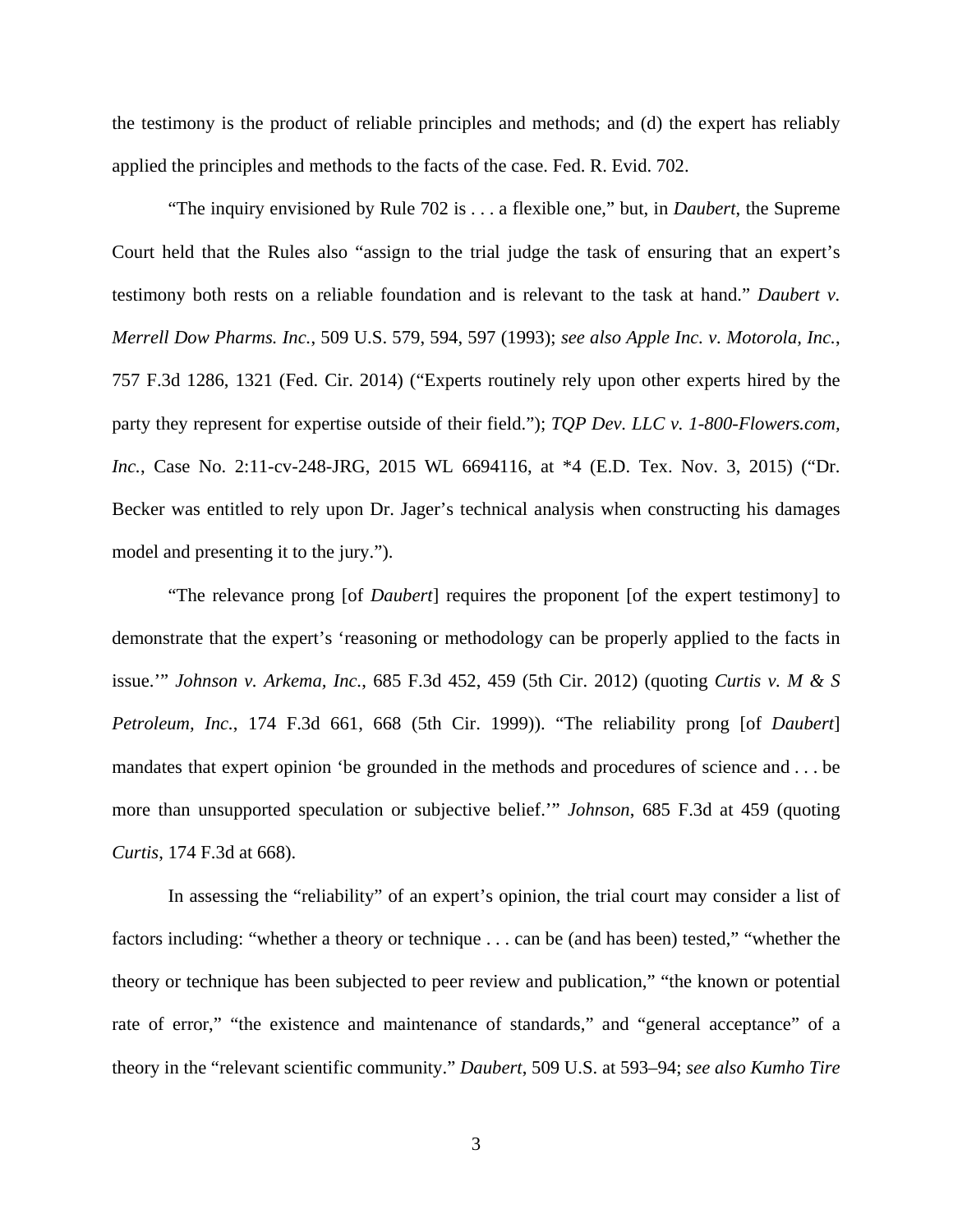the testimony is the product of reliable principles and methods; and (d) the expert has reliably applied the principles and methods to the facts of the case. Fed. R. Evid. 702.

"The inquiry envisioned by Rule 702 is . . . a flexible one," but, in *Daubert*, the Supreme Court held that the Rules also "assign to the trial judge the task of ensuring that an expert's testimony both rests on a reliable foundation and is relevant to the task at hand." *Daubert v. Merrell Dow Pharms. Inc.*, 509 U.S. 579, 594, 597 (1993); *see also Apple Inc. v. Motorola, Inc.*, 757 F.3d 1286, 1321 (Fed. Cir. 2014) ("Experts routinely rely upon other experts hired by the party they represent for expertise outside of their field."); *TQP Dev. LLC v. 1-800-Flowers.com, Inc.*, Case No. 2:11-cv-248-JRG, 2015 WL 6694116, at *4 (E.D. Tex. Nov. 3, 2015) ("Dr. Becker was entitled to rely upon Dr. Jager's technical analysis when constructing his damages model and presenting it to the jury.").

"The relevance prong [of *Daubert*] requires the proponent [of the expert testimony] to demonstrate that the expert's 'reasoning or methodology can be properly applied to the facts in issue.'" *Johnson v. Arkema, Inc.*, 685 F.3d 452, 459 (5th Cir. 2012) (quoting *Curtis v. M & S Petroleum, Inc.*, 174 F.3d 661, 668 (5th Cir. 1999)). "The reliability prong [of *Daubert*] mandates that expert opinion 'be grounded in the methods and procedures of science and . . . be more than unsupported speculation or subjective belief.'" *Johnson*, 685 F.3d at 459 (quoting *Curtis*, 174 F.3d at 668).

In assessing the "reliability" of an expert's opinion, the trial court may consider a list of factors including: "whether a theory or technique . . . can be (and has been) tested," "whether the theory or technique has been subjected to peer review and publication," "the known or potential rate of error," "the existence and maintenance of standards," and "general acceptance" of a theory in the "relevant scientific community." *Daubert*, 509 U.S. at 593–94; *see also Kumho Tire*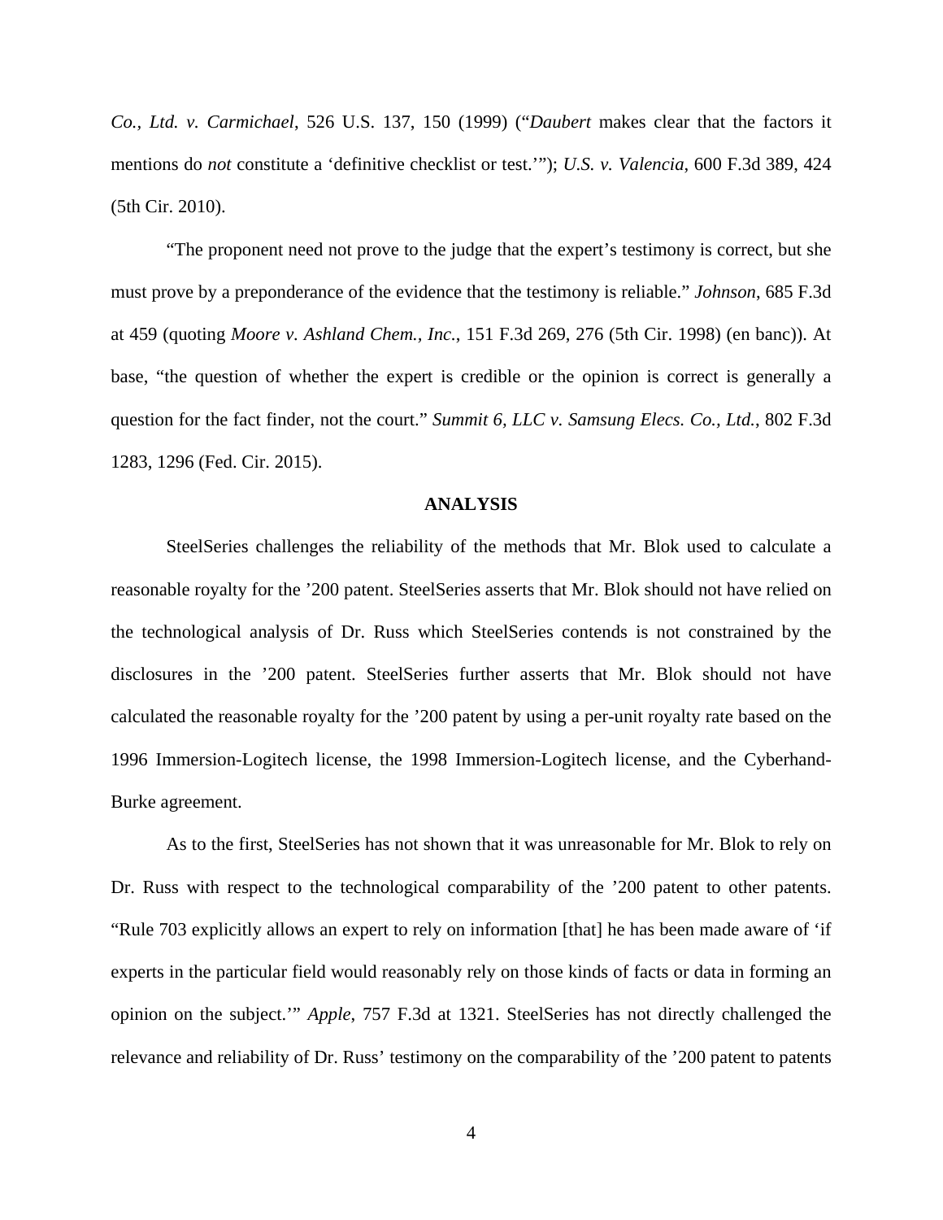*Co., Ltd. v. Carmichael*, 526 U.S. 137, 150 (1999) ("*Daubert* makes clear that the factors it mentions do *not* constitute a 'definitive checklist or test.'"); *U.S. v. Valencia*, 600 F.3d 389, 424 (5th Cir. 2010).

"The proponent need not prove to the judge that the expert's testimony is correct, but she must prove by a preponderance of the evidence that the testimony is reliable." *Johnson*, 685 F.3d at 459 (quoting *Moore v. Ashland Chem., Inc.*, 151 F.3d 269, 276 (5th Cir. 1998) (en banc)). At base, "the question of whether the expert is credible or the opinion is correct is generally a question for the fact finder, not the court." *Summit 6, LLC v. Samsung Elecs. Co., Ltd.*, 802 F.3d 1283, 1296 (Fed. Cir. 2015).

**ANALYSIS**

SteelSeries challenges the reliability of the methods that Mr. Blok used to calculate a reasonable royalty for the '200 patent. SteelSeries asserts that Mr. Blok should not have relied on the technological analysis of Dr. Russ which SteelSeries contends is not constrained by the disclosures in the '200 patent. SteelSeries further asserts that Mr. Blok should not have calculated the reasonable royalty for the '200 patent by using a per-unit royalty rate based on the 1996 Immersion-Logitech license, the 1998 Immersion-Logitech license, and the Cyberhand-Burke agreement.

As to the first, SteelSeries has not shown that it was unreasonable for Mr. Blok to rely on Dr. Russ with respect to the technological comparability of the '200 patent to other patents. "Rule 703 explicitly allows an expert to rely on information [that] he has been made aware of 'if experts in the particular field would reasonably rely on those kinds of facts or data in forming an opinion on the subject.'" *Apple*, 757 F.3d at 1321. SteelSeries has not directly challenged the relevance and reliability of Dr. Russ' testimony on the comparability of the '200 patent to patents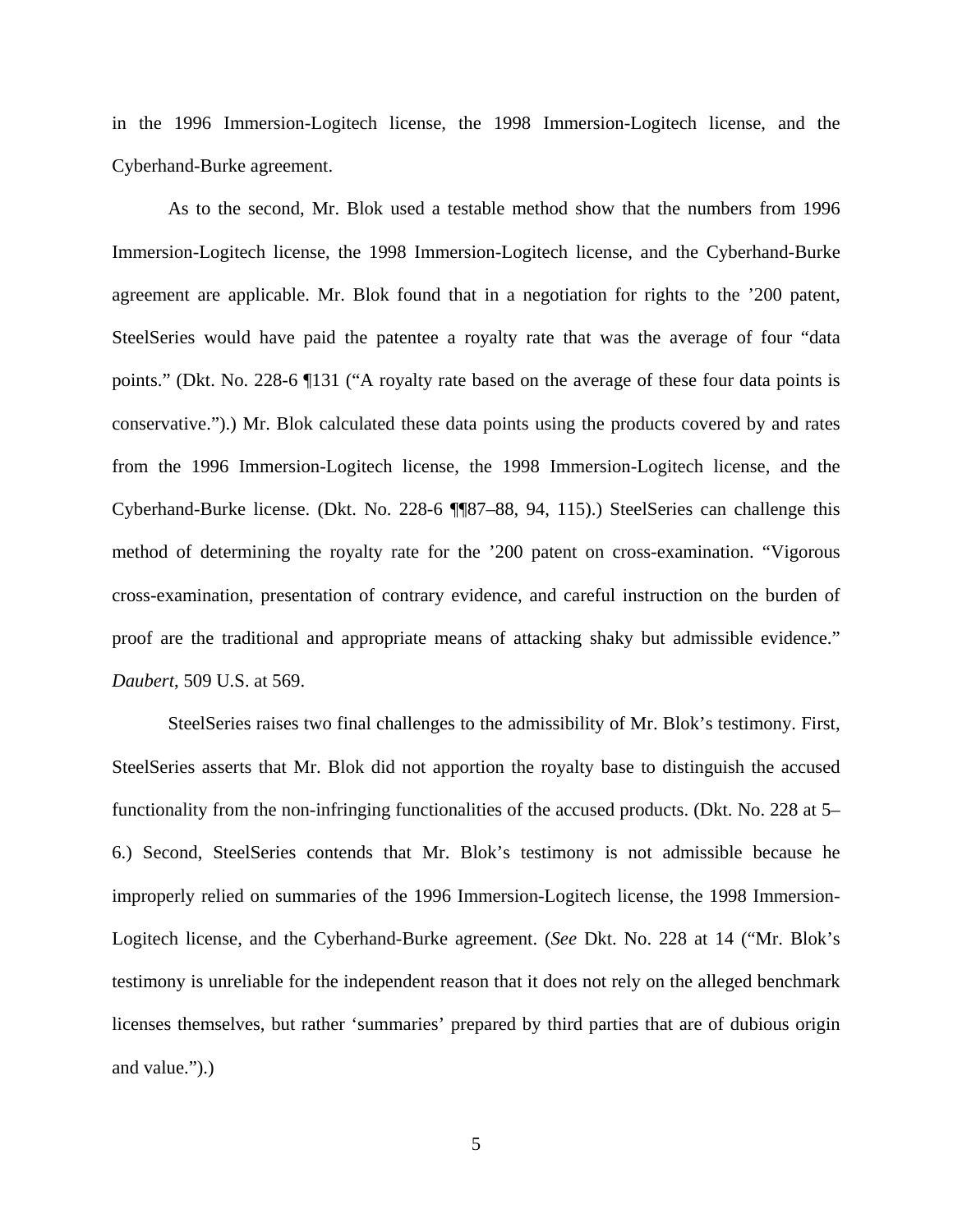in the 1996 Immersion-Logitech license, the 1998 Immersion-Logitech license, and the Cyberhand-Burke agreement.

As to the second, Mr. Blok used a testable method show that the numbers from 1996 Immersion-Logitech license, the 1998 Immersion-Logitech license, and the Cyberhand-Burke agreement are applicable. Mr. Blok found that in a negotiation for rights to the ’200 patent, SteelSeries would have paid the patentee a royalty rate that was the average of four “data points.” (Dkt. No. 228-6 ¶131 (“A royalty rate based on the average of these four data points is conservative.”).) Mr. Blok calculated these data points using the products covered by and rates from the 1996 Immersion-Logitech license, the 1998 Immersion-Logitech license, and the Cyberhand-Burke license. (Dkt. No. 228-6 ¶¶87–88, 94, 115).) SteelSeries can challenge this method of determining the royalty rate for the ’200 patent on cross-examination. “Vigorous cross-examination, presentation of contrary evidence, and careful instruction on the burden of proof are the traditional and appropriate means of attacking shaky but admissible evidence.” *Daubert*, 509 U.S. at 569.

SteelSeries raises two final challenges to the admissibility of Mr. Blok’s testimony. First, SteelSeries asserts that Mr. Blok did not apportion the royalty base to distinguish the accused functionality from the non-infringing functionalities of the accused products. (Dkt. No. 228 at 5–6.) Second, SteelSeries contends that Mr. Blok’s testimony is not admissible because he improperly relied on summaries of the 1996 Immersion-Logitech license, the 1998 Immersion-Logitech license, and the Cyberhand-Burke agreement. (*See* Dkt. No. 228 at 14 (“Mr. Blok’s testimony is unreliable for the independent reason that it does not rely on the alleged benchmark licenses themselves, but rather ‘summaries’ prepared by third parties that are of dubious origin and value.”).)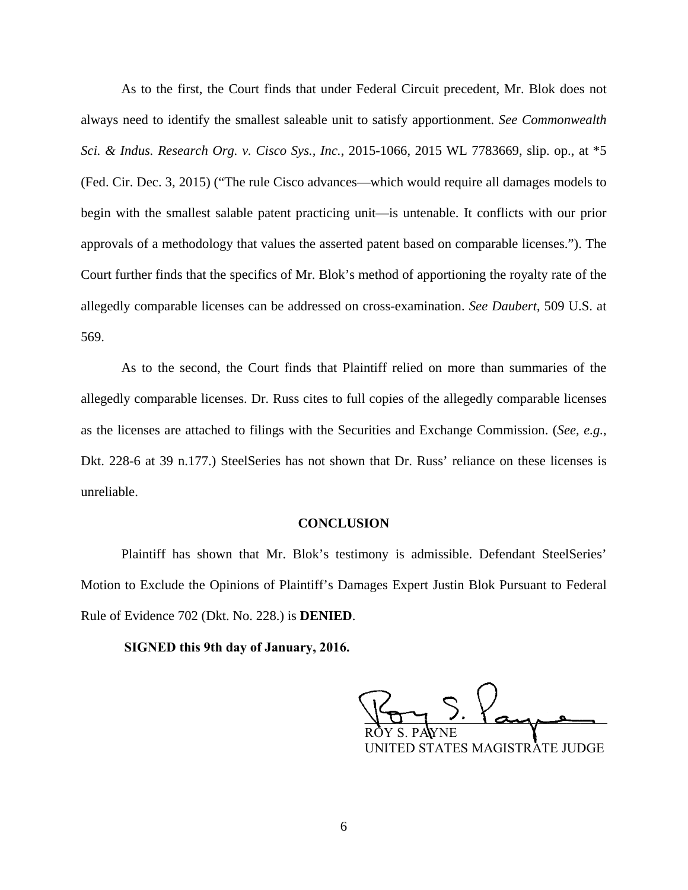As to the first, the Court finds that under Federal Circuit precedent, Mr. Blok does not always need to identify the smallest saleable unit to satisfy apportionment. *See Commonwealth Sci. & Indus. Research Org. v. Cisco Sys., Inc.*, 2015-1066, 2015 WL 7783669, slip. op., at *5 (Fed. Cir. Dec. 3, 2015) ("The rule Cisco advances—which would require all damages models to begin with the smallest salable patent practicing unit—is untenable. It conflicts with our prior approvals of a methodology that values the asserted patent based on comparable licenses."). The Court further finds that the specifics of Mr. Blok's method of apportioning the royalty rate of the allegedly comparable licenses can be addressed on cross-examination. *See Daubert*, 509 U.S. at 569.

As to the second, the Court finds that Plaintiff relied on more than summaries of the allegedly comparable licenses. Dr. Russ cites to full copies of the allegedly comparable licenses as the licenses are attached to filings with the Securities and Exchange Commission. (*See, e.g.*, Dkt. 228-6 at 39 n.177.) SteelSeries has not shown that Dr. Russ' reliance on these licenses is unreliable.

**CONCLUSION**

Plaintiff has shown that Mr. Blok's testimony is admissible. Defendant SteelSeries' Motion to Exclude the Opinions of Plaintiff's Damages Expert Justin Blok Pursuant to Federal Rule of Evidence 702 (Dkt. No. 228.) is **DENIED**.

**SIGNED this 9th day of January, 2016.**

ROY S. PAYNE
UNITED STATES MAGISTRATE JUDGE